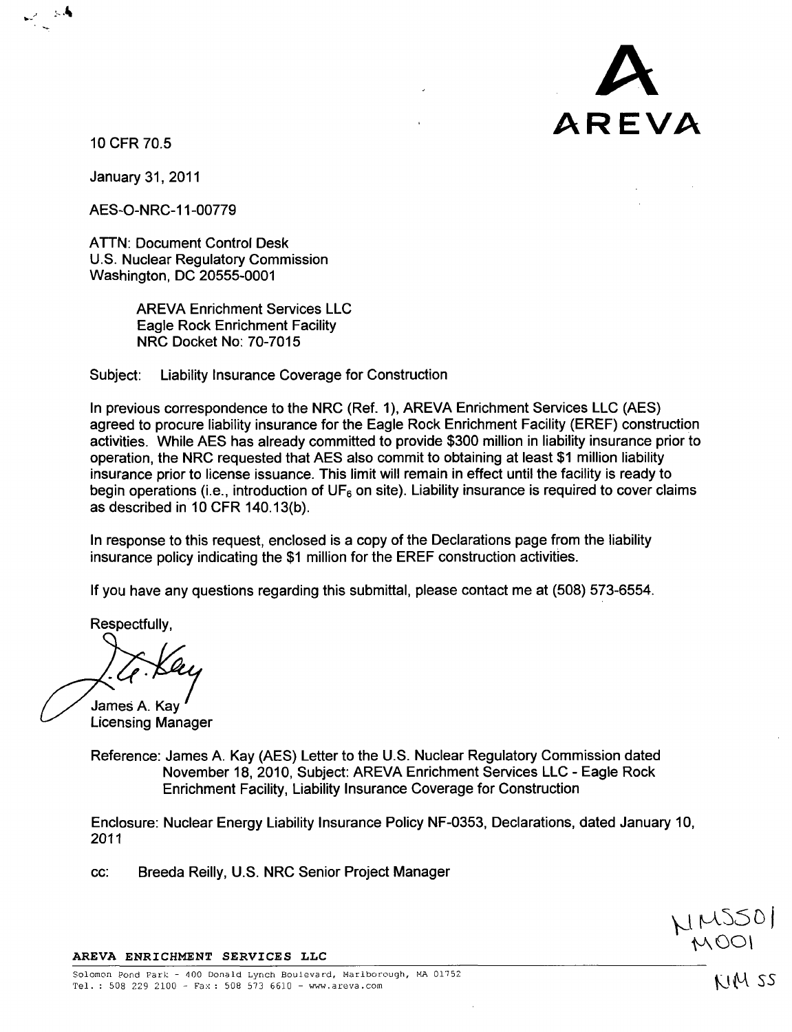AREVA

10 CFR 70.5

January 31, 2011

AES-O-NRC-11-00779

ATTN: Document Control Desk
U.S. Nuclear Regulatory Commission
Washington, DC 20555-0001

AREVA Enrichment Services LLC
Eagle Rock Enrichment Facility
NRC Docket No: 70-7015

Subject: Liability Insurance Coverage for Construction

In previous correspondence to the NRC (Ref. 1), AREVA Enrichment Services LLC (AES) agreed to procure liability insurance for the Eagle Rock Enrichment Facility (EREF) construction activities. While AES has already committed to provide $300 million in liability insurance prior to operation, the NRC requested that AES also commit to obtaining at least $1 million liability insurance prior to license issuance. This limit will remain in effect until the facility is ready to begin operations (i.e., introduction of $UF_6$ on site). Liability insurance is required to cover claims as described in 10 CFR 140.13(b).

In response to this request, enclosed is a copy of the Declarations page from the liability insurance policy indicating the $1 million for the EREF construction activities.

If you have any questions regarding this submittal, please contact me at (508) 573-6554.

Respectfully,

James A. Kay
Licensing Manager

Reference: James A. Kay (AES) Letter to the U.S. Nuclear Regulatory Commission dated November 18, 2010, Subject: AREVA Enrichment Services LLC - Eagle Rock Enrichment Facility, Liability Insurance Coverage for Construction

Enclosure: Nuclear Energy Liability Insurance Policy NF-0353, Declarations, dated January 10, 2011

cc: Breeda Reilly, U.S. NRC Senior Project Manager

NMSS01
M001

NMSS

**AREVA ENRICHMENT SERVICES LLC**

Solomon Pond Park - 400 Donald Lynch Boulevard, Marlborough, MA 01752
Tel. : 508 229 2100 - Fax : 508 573 6610 - www.areva.com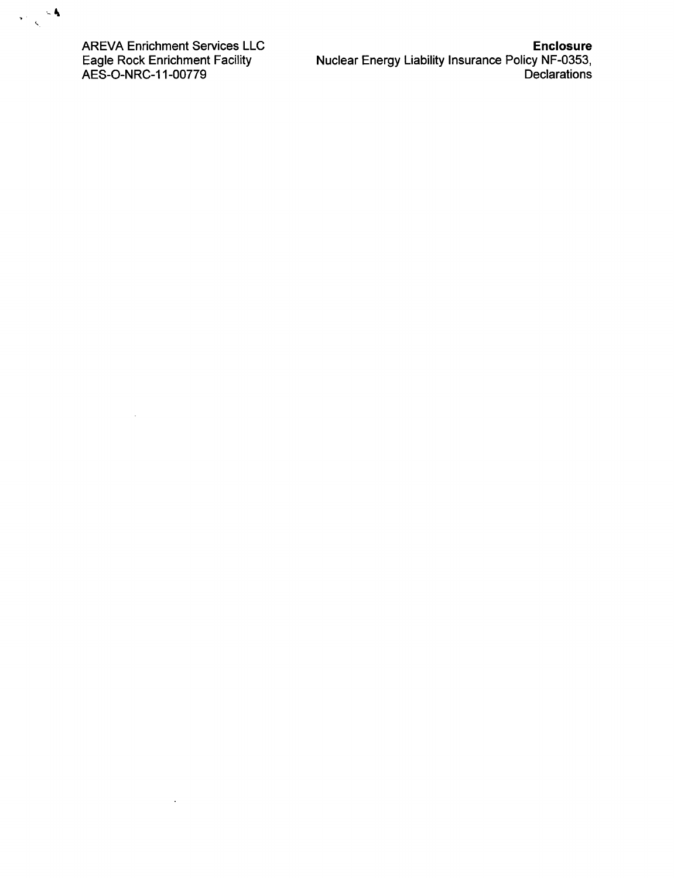AREVA Enrichment Services LLC
Eagle Rock Enrichment Facility
AES-O-NRC-11-00779

**Enclosure**
Nuclear Energy Liability Insurance Policy NF-0353,
Declarations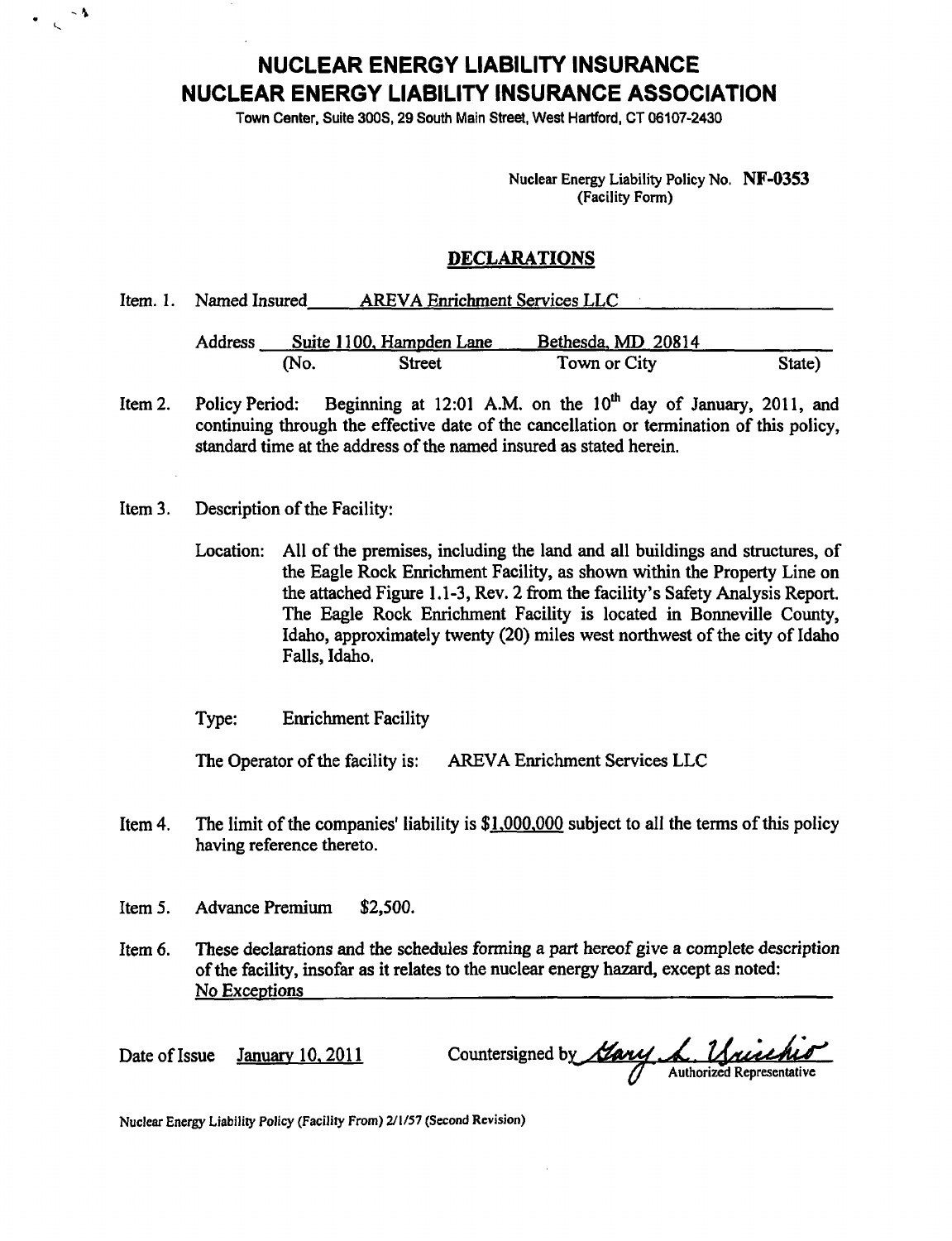# NUCLEAR ENERGY LIABILITY INSURANCE
# NUCLEAR ENERGY LIABILITY INSURANCE ASSOCIATION

Town Center, Suite 300S, 29 South Main Street, West Hartford, CT 06107-2430

Nuclear Energy Liability Policy No. **NF-0353**
(Facility Form)

## DECLARATIONS

Item. 1. Named Insured AREVA Enrichment Services LLC

Address Suite 1100, Hampden Lane Bethesda, MD 20814
(No. Street Town or City State)

Item 2. Policy Period: Beginning at 12:01 A.M. on the 10th day of January, 2011, and continuing through the effective date of the cancellation or termination of this policy, standard time at the address of the named insured as stated herein.

Item 3. Description of the Facility:

Location: All of the premises, including the land and all buildings and structures, of the Eagle Rock Enrichment Facility, as shown within the Property Line on the attached Figure 1.1-3, Rev. 2 from the facility's Safety Analysis Report. The Eagle Rock Enrichment Facility is located in Bonneville County, Idaho, approximately twenty (20) miles west northwest of the city of Idaho Falls, Idaho.

Type: Enrichment Facility

The Operator of the facility is: AREVA Enrichment Services LLC

Item 4. The limit of the companies' liability is $1,000,000 subject to all the terms of this policy having reference thereto.

Item 5. Advance Premium $2,500.

Item 6. These declarations and the schedules forming a part hereof give a complete description of the facility, insofar as it relates to the nuclear energy hazard, except as noted: No Exceptions

Date of Issue January 10, 2011

Countersigned by *Gary L. Urciuolo*
Authorized Representative

Nuclear Energy Liability Policy (Facility From) 2/1/57 (Second Revision)